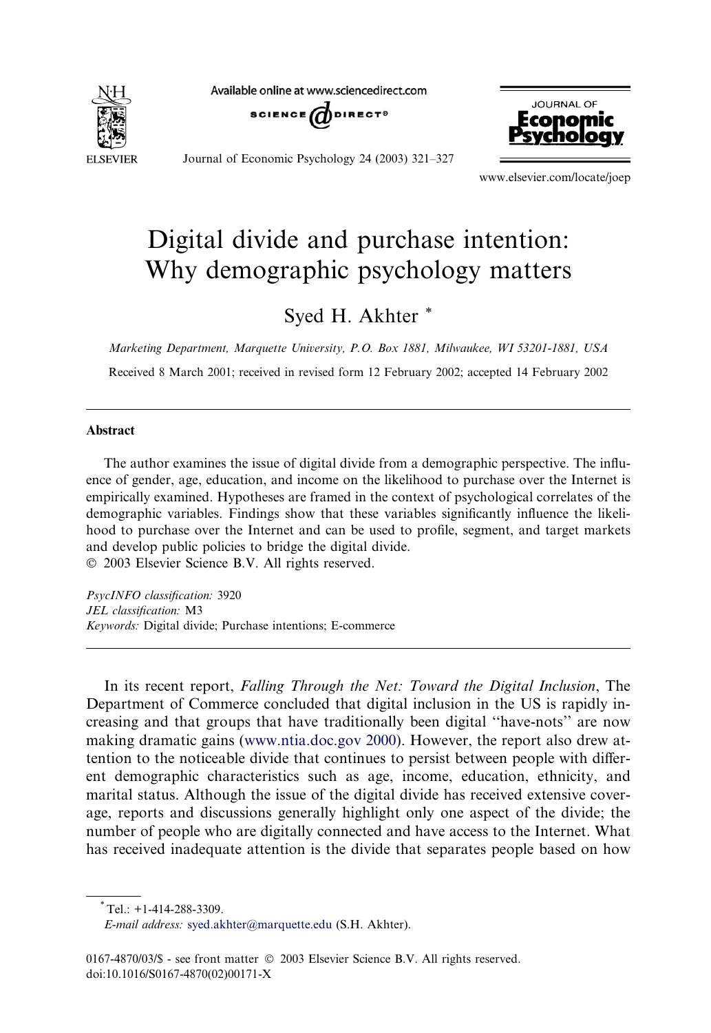# Digital divide and purchase intention: Why demographic psychology matters

Syed H. Akhter *

*Marketing Department, Marquette University, P.O. Box 1881, Milwaukee, WI 53201-1881, USA*

Received 8 March 2001; received in revised form 12 February 2002; accepted 14 February 2002

## Abstract

The author examines the issue of digital divide from a demographic perspective. The influence of gender, age, education, and income on the likelihood to purchase over the Internet is empirically examined. Hypotheses are framed in the context of psychological correlates of the demographic variables. Findings show that these variables significantly influence the likelihood to purchase over the Internet and can be used to profile, segment, and target markets and develop public policies to bridge the digital divide.
© 2003 Elsevier Science B.V. All rights reserved.

*PsycINFO classification:* 3920
*JEL classification:* M3
*Keywords:* Digital divide; Purchase intentions; E-commerce

In its recent report, *Falling Through the Net: Toward the Digital Inclusion*, The Department of Commerce concluded that digital inclusion in the US is rapidly increasing and that groups that have traditionally been digital "have-nots" are now making dramatic gains (www.ntia.doc.gov 2000). However, the report also drew attention to the noticeable divide that continues to persist between people with different demographic characteristics such as age, income, education, ethnicity, and marital status. Although the issue of the digital divide has received extensive coverage, reports and discussions generally highlight only one aspect of the divide; the number of people who are digitally connected and have access to the Internet. What has received inadequate attention is the divide that separates people based on how

* Tel.: +1-414-288-3309.
*E-mail address:* syed.akhter@marquette.edu (S.H. Akhter).

0167-4870/03/$ - see front matter © 2003 Elsevier Science B.V. All rights reserved.
doi:10.1016/S0167-4870(02)00171-X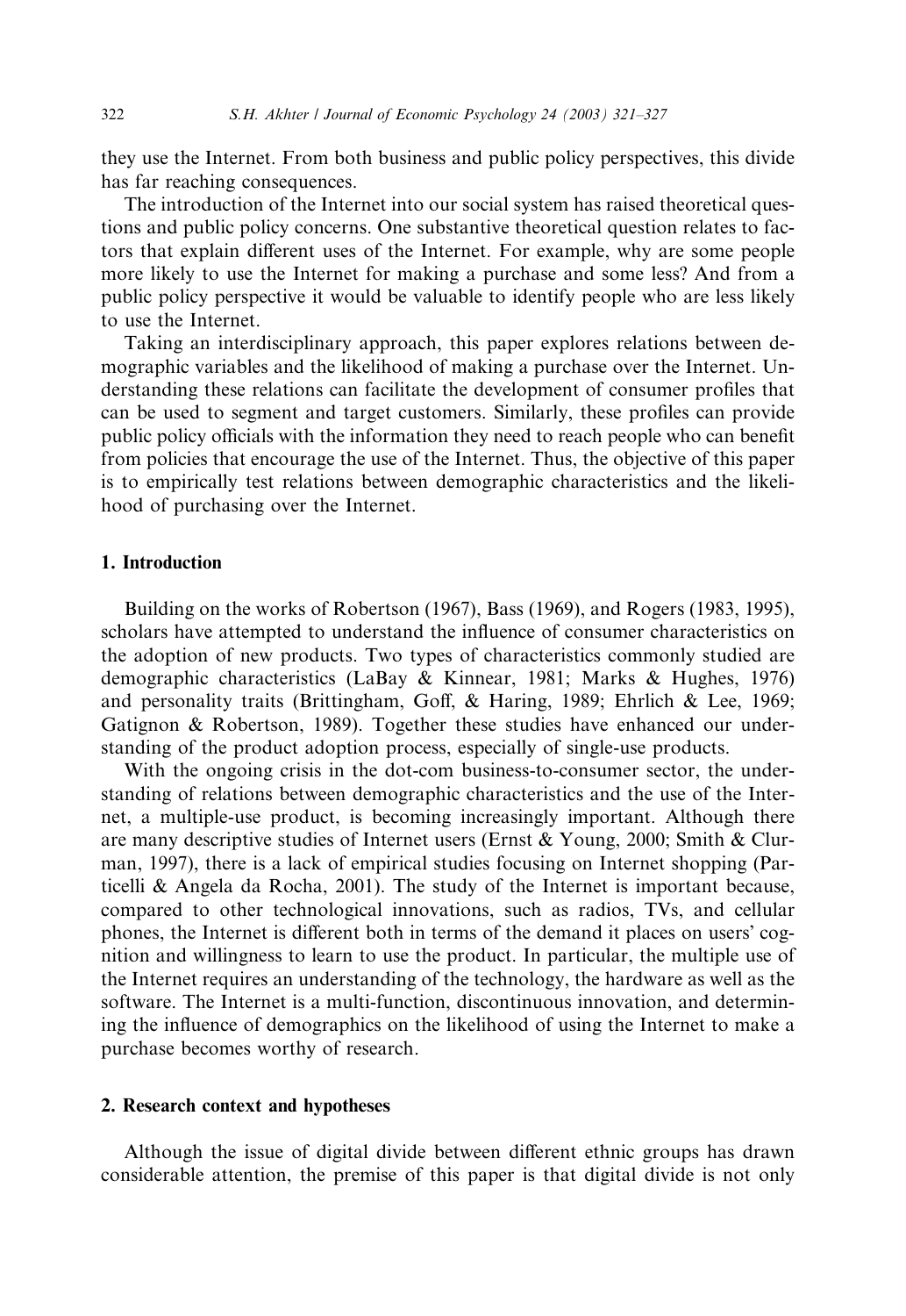they use the Internet. From both business and public policy perspectives, this divide has far reaching consequences.

The introduction of the Internet into our social system has raised theoretical questions and public policy concerns. One substantive theoretical question relates to factors that explain different uses of the Internet. For example, why are some people more likely to use the Internet for making a purchase and some less? And from a public policy perspective it would be valuable to identify people who are less likely to use the Internet.

Taking an interdisciplinary approach, this paper explores relations between demographic variables and the likelihood of making a purchase over the Internet. Understanding these relations can facilitate the development of consumer profiles that can be used to segment and target customers. Similarly, these profiles can provide public policy officials with the information they need to reach people who can benefit from policies that encourage the use of the Internet. Thus, the objective of this paper is to empirically test relations between demographic characteristics and the likelihood of purchasing over the Internet.

## 1. Introduction

Building on the works of Robertson (1967), Bass (1969), and Rogers (1983, 1995), scholars have attempted to understand the influence of consumer characteristics on the adoption of new products. Two types of characteristics commonly studied are demographic characteristics (LaBay & Kinnear, 1981; Marks & Hughes, 1976) and personality traits (Brittingham, Goff, & Haring, 1989; Ehrlich & Lee, 1969; Gatignon & Robertson, 1989). Together these studies have enhanced our understanding of the product adoption process, especially of single-use products.

With the ongoing crisis in the dot-com business-to-consumer sector, the understanding of relations between demographic characteristics and the use of the Internet, a multiple-use product, is becoming increasingly important. Although there are many descriptive studies of Internet users (Ernst & Young, 2000; Smith & Clurman, 1997), there is a lack of empirical studies focusing on Internet shopping (Particelli & Angela da Rocha, 2001). The study of the Internet is important because, compared to other technological innovations, such as radios, TVs, and cellular phones, the Internet is different both in terms of the demand it places on users' cognition and willingness to learn to use the product. In particular, the multiple use of the Internet requires an understanding of the technology, the hardware as well as the software. The Internet is a multi-function, discontinuous innovation, and determining the influence of demographics on the likelihood of using the Internet to make a purchase becomes worthy of research.

## 2. Research context and hypotheses

Although the issue of digital divide between different ethnic groups has drawn considerable attention, the premise of this paper is that digital divide is not only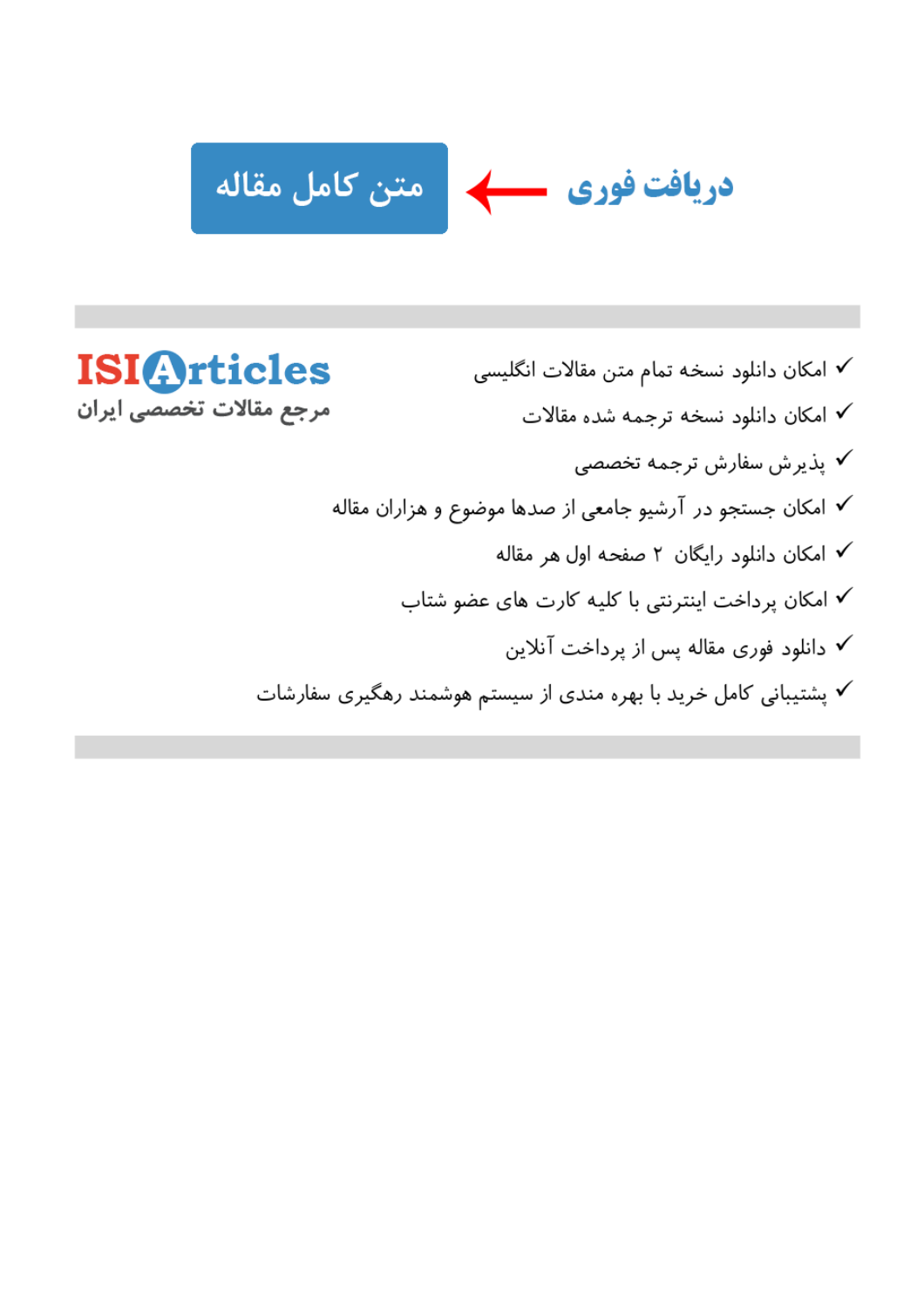دریافت فوری ← متن کامل مقاله

**ISIArticles**
مرجع مقالات تخصصی ایران

- ✓ امکان دانلود نسخه تمام متن مقالات انگلیسی
- ✓ امکان دانلود نسخه ترجمه شده مقالات
- ✓ پذیرش سفارش ترجمه تخصصی
- ✓ امکان جستجو در آرشیو جامعی از صدها موضوع و هزاران مقاله
- ✓ امکان دانلود رایگان ۲ صفحه اول هر مقاله
- ✓ امکان پرداخت اینترنتی با کلیه کارت های عضو شتاب
- ✓ دانلود فوری مقاله پس از پرداخت آنلاین
- ✓ پشتیبانی کامل خرید با بهره مندی از سیستم هوشمند رهگیری سفارشات